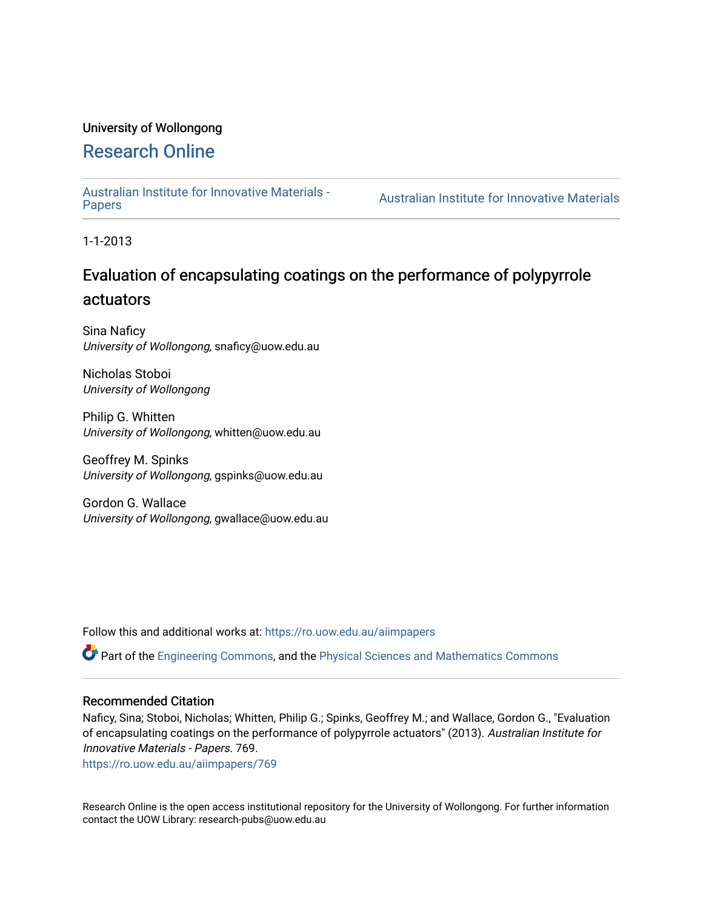University of Wollongong

# Research Online

Australian Institute for Innovative Materials - Papers | Australian Institute for Innovative Materials

1-1-2013

# Evaluation of encapsulating coatings on the performance of polypyrrole actuators

Sina Naficy
*University of Wollongong*, snaficy@uow.edu.au

Nicholas Stoboi
*University of Wollongong*

Philip G. Whitten
*University of Wollongong*, whitten@uow.edu.au

Geoffrey M. Spinks
*University of Wollongong*, gspinks@uow.edu.au

Gordon G. Wallace
*University of Wollongong*, gwallace@uow.edu.au

Follow this and additional works at: https://ro.uow.edu.au/aiimpapers

Part of the Engineering Commons, and the Physical Sciences and Mathematics Commons

### Recommended Citation

Naficy, Sina; Stoboi, Nicholas; Whitten, Philip G.; Spinks, Geoffrey M.; and Wallace, Gordon G., "Evaluation of encapsulating coatings on the performance of polypyrrole actuators" (2013). *Australian Institute for Innovative Materials - Papers*. 769.
https://ro.uow.edu.au/aiimpapers/769

Research Online is the open access institutional repository for the University of Wollongong. For further information contact the UOW Library: research-pubs@uow.edu.au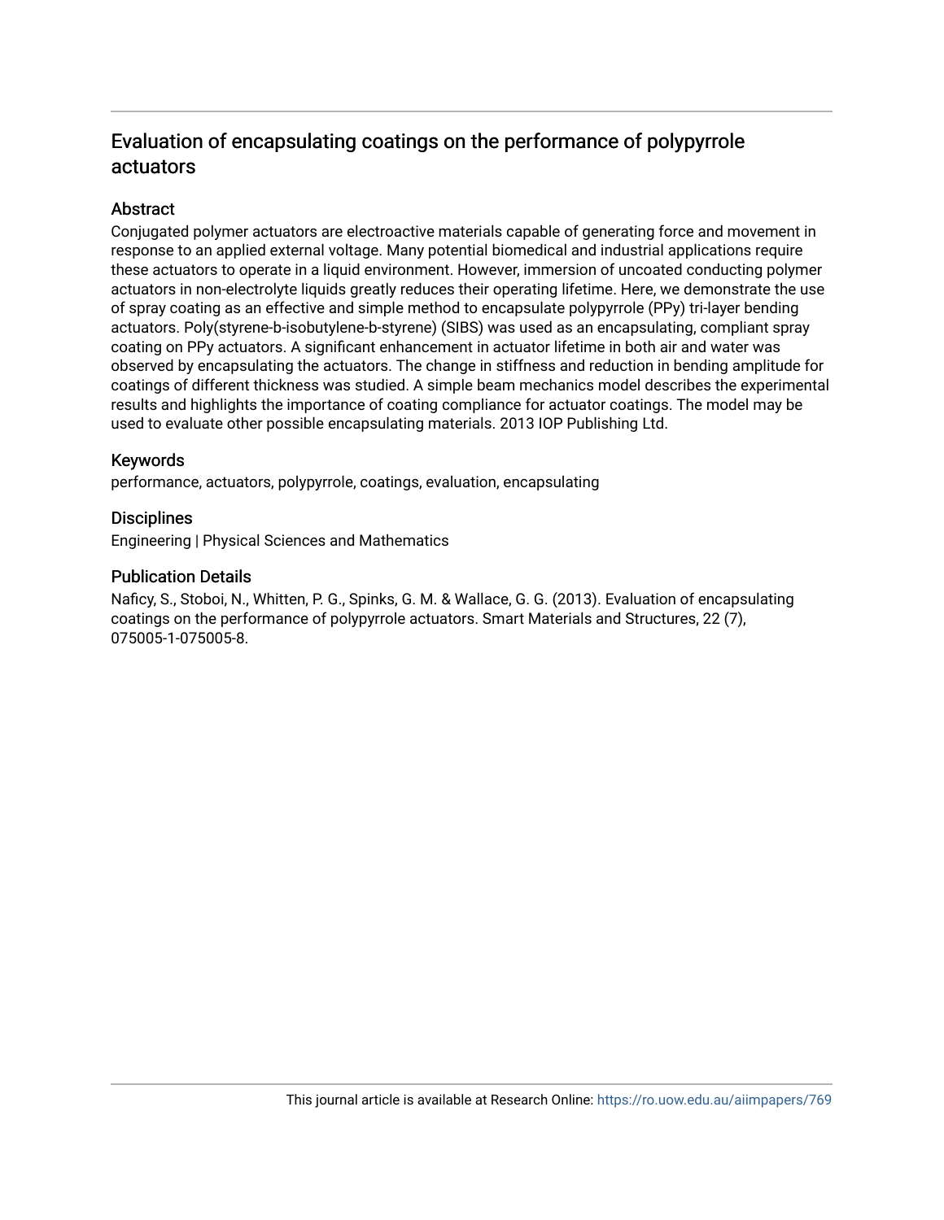# Evaluation of encapsulating coatings on the performance of polypyrrole actuators

## Abstract

Conjugated polymer actuators are electroactive materials capable of generating force and movement in response to an applied external voltage. Many potential biomedical and industrial applications require these actuators to operate in a liquid environment. However, immersion of uncoated conducting polymer actuators in non-electrolyte liquids greatly reduces their operating lifetime. Here, we demonstrate the use of spray coating as an effective and simple method to encapsulate polypyrrole (PPy) tri-layer bending actuators. Poly(styrene-b-isobutylene-b-styrene) (SIBS) was used as an encapsulating, compliant spray coating on PPy actuators. A significant enhancement in actuator lifetime in both air and water was observed by encapsulating the actuators. The change in stiffness and reduction in bending amplitude for coatings of different thickness was studied. A simple beam mechanics model describes the experimental results and highlights the importance of coating compliance for actuator coatings. The model may be used to evaluate other possible encapsulating materials. 2013 IOP Publishing Ltd.

## Keywords

performance, actuators, polypyrrole, coatings, evaluation, encapsulating

## Disciplines

Engineering | Physical Sciences and Mathematics

## Publication Details

Naficy, S., Stoboi, N., Whitten, P. G., Spinks, G. M. & Wallace, G. G. (2013). Evaluation of encapsulating coatings on the performance of polypyrrole actuators. Smart Materials and Structures, 22 (7), 075005-1-075005-8.

This journal article is available at Research Online: https://ro.uow.edu.au/aiimpapers/769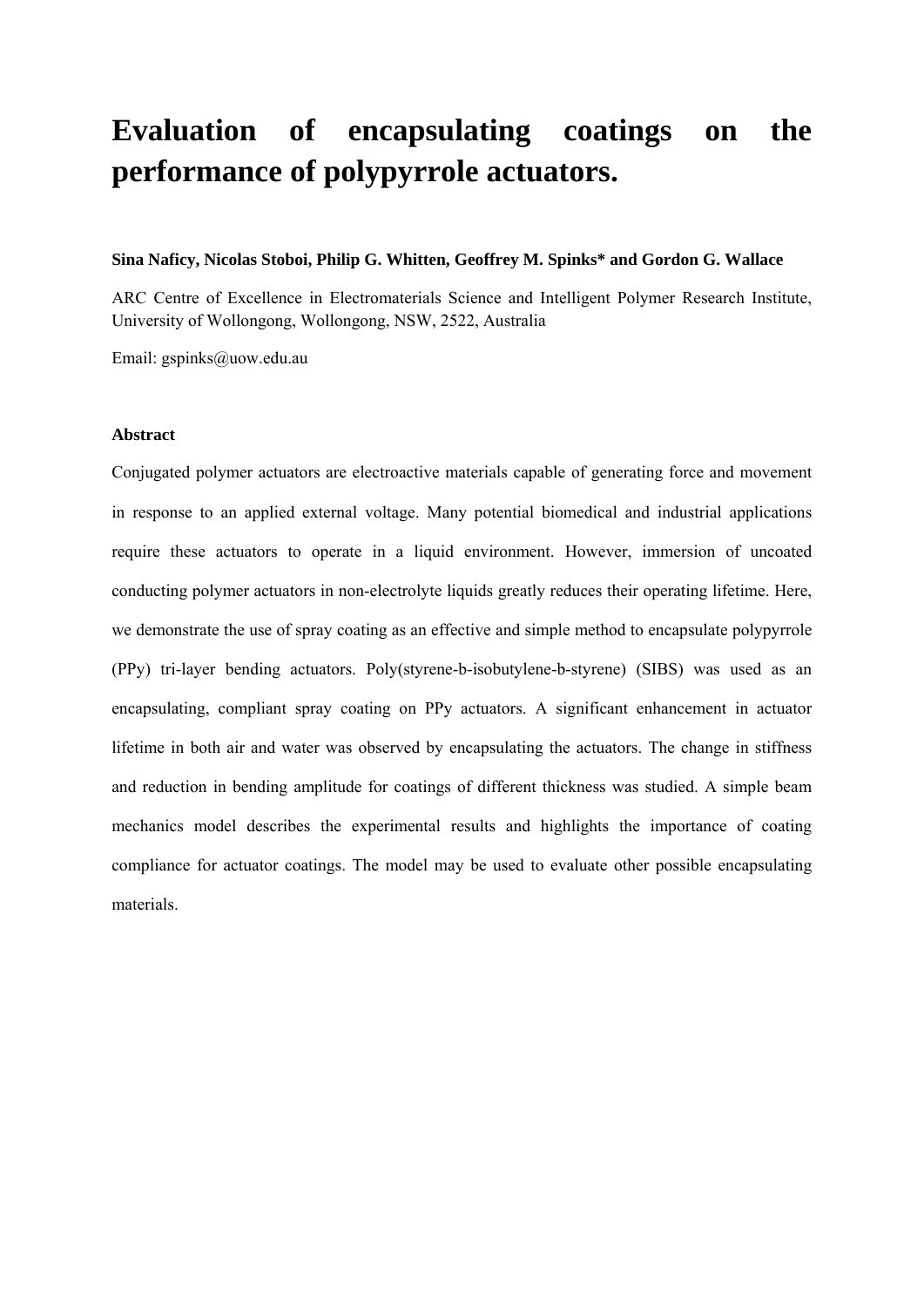# Evaluation of encapsulating coatings on the performance of polypyrrole actuators.

**Sina Naficy, Nicolas Stoboi, Philip G. Whitten, Geoffrey M. Spinks* and Gordon G. Wallace**

ARC Centre of Excellence in Electromaterials Science and Intelligent Polymer Research Institute, University of Wollongong, Wollongong, NSW, 2522, Australia

Email: gspinks@uow.edu.au

**Abstract**

Conjugated polymer actuators are electroactive materials capable of generating force and movement in response to an applied external voltage. Many potential biomedical and industrial applications require these actuators to operate in a liquid environment. However, immersion of uncoated conducting polymer actuators in non-electrolyte liquids greatly reduces their operating lifetime. Here, we demonstrate the use of spray coating as an effective and simple method to encapsulate polypyrrole (PPy) tri-layer bending actuators. Poly(styrene-b-isobutylene-b-styrene) (SIBS) was used as an encapsulating, compliant spray coating on PPy actuators. A significant enhancement in actuator lifetime in both air and water was observed by encapsulating the actuators. The change in stiffness and reduction in bending amplitude for coatings of different thickness was studied. A simple beam mechanics model describes the experimental results and highlights the importance of coating compliance for actuator coatings. The model may be used to evaluate other possible encapsulating materials.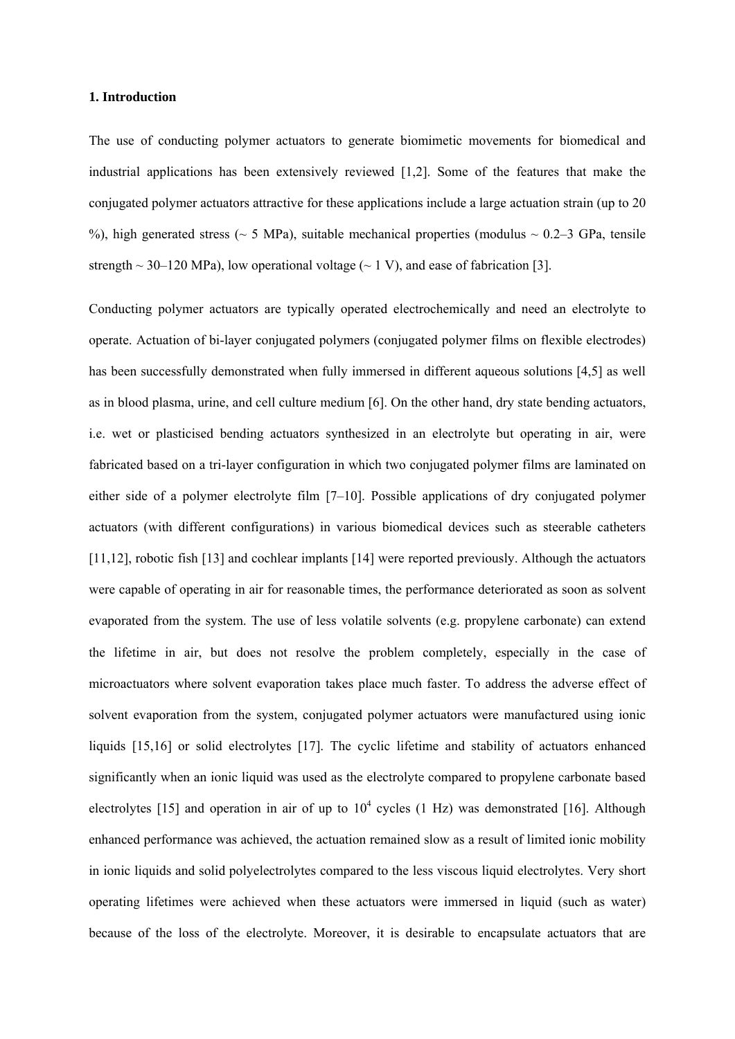## 1. Introduction

The use of conducting polymer actuators to generate biomimetic movements for biomedical and industrial applications has been extensively reviewed [1,2]. Some of the features that make the conjugated polymer actuators attractive for these applications include a large actuation strain (up to 20 %), high generated stress (~ 5 MPa), suitable mechanical properties (modulus ~ 0.2–3 GPa, tensile strength ~ 30–120 MPa), low operational voltage (~ 1 V), and ease of fabrication [3].

Conducting polymer actuators are typically operated electrochemically and need an electrolyte to operate. Actuation of bi-layer conjugated polymers (conjugated polymer films on flexible electrodes) has been successfully demonstrated when fully immersed in different aqueous solutions [4,5] as well as in blood plasma, urine, and cell culture medium [6]. On the other hand, dry state bending actuators, i.e. wet or plasticised bending actuators synthesized in an electrolyte but operating in air, were fabricated based on a tri-layer configuration in which two conjugated polymer films are laminated on either side of a polymer electrolyte film [7–10]. Possible applications of dry conjugated polymer actuators (with different configurations) in various biomedical devices such as steerable catheters [11,12], robotic fish [13] and cochlear implants [14] were reported previously. Although the actuators were capable of operating in air for reasonable times, the performance deteriorated as soon as solvent evaporated from the system. The use of less volatile solvents (e.g. propylene carbonate) can extend the lifetime in air, but does not resolve the problem completely, especially in the case of microactuators where solvent evaporation takes place much faster. To address the adverse effect of solvent evaporation from the system, conjugated polymer actuators were manufactured using ionic liquids [15,16] or solid electrolytes [17]. The cyclic lifetime and stability of actuators enhanced significantly when an ionic liquid was used as the electrolyte compared to propylene carbonate based electrolytes [15] and operation in air of up to $10^4$ cycles (1 Hz) was demonstrated [16]. Although enhanced performance was achieved, the actuation remained slow as a result of limited ionic mobility in ionic liquids and solid polyelectrolytes compared to the less viscous liquid electrolytes. Very short operating lifetimes were achieved when these actuators were immersed in liquid (such as water) because of the loss of the electrolyte. Moreover, it is desirable to encapsulate actuators that are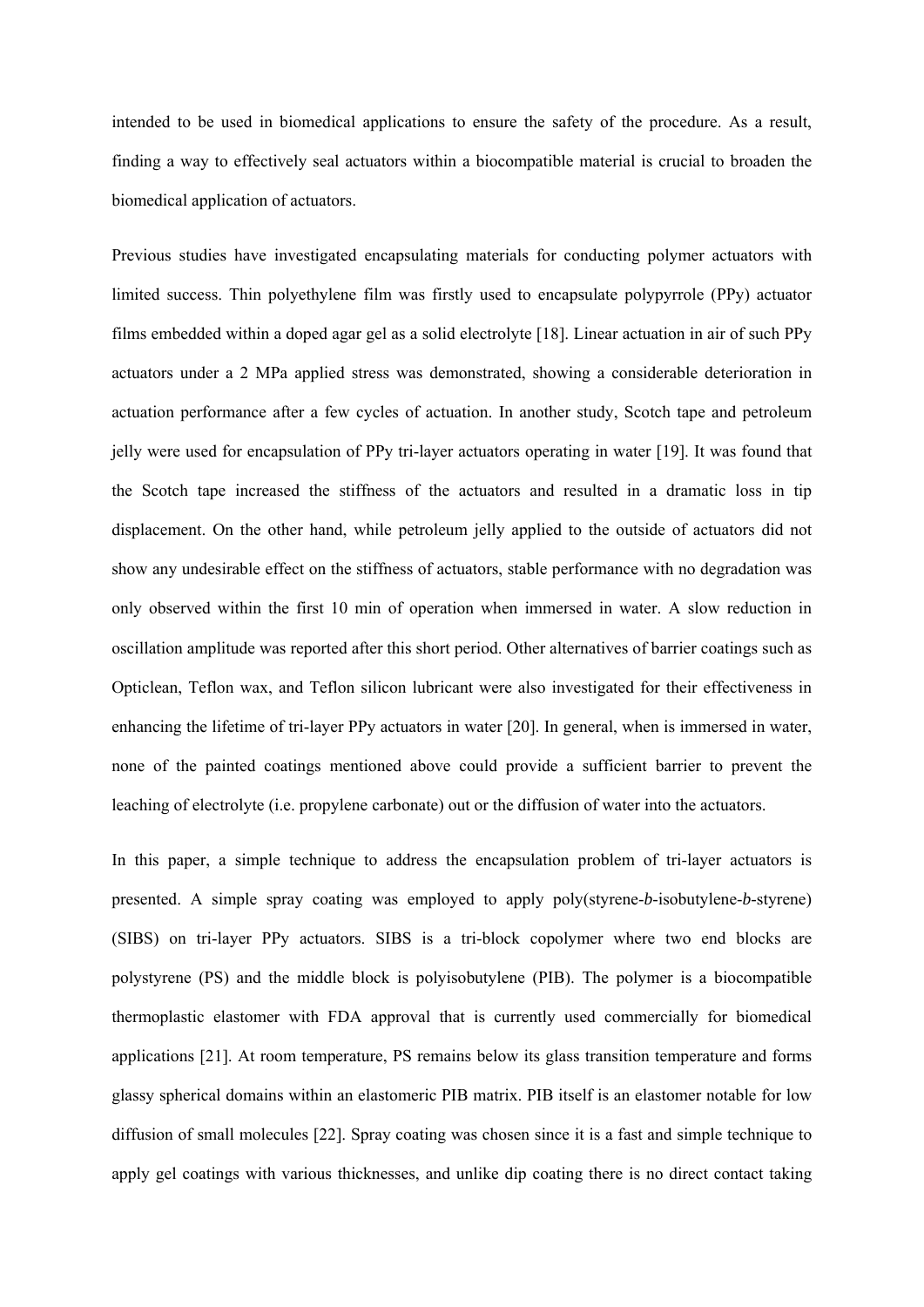intended to be used in biomedical applications to ensure the safety of the procedure. As a result, finding a way to effectively seal actuators within a biocompatible material is crucial to broaden the biomedical application of actuators.

Previous studies have investigated encapsulating materials for conducting polymer actuators with limited success. Thin polyethylene film was firstly used to encapsulate polypyrrole (PPy) actuator films embedded within a doped agar gel as a solid electrolyte [18]. Linear actuation in air of such PPy actuators under a 2 MPa applied stress was demonstrated, showing a considerable deterioration in actuation performance after a few cycles of actuation. In another study, Scotch tape and petroleum jelly were used for encapsulation of PPy tri-layer actuators operating in water [19]. It was found that the Scotch tape increased the stiffness of the actuators and resulted in a dramatic loss in tip displacement. On the other hand, while petroleum jelly applied to the outside of actuators did not show any undesirable effect on the stiffness of actuators, stable performance with no degradation was only observed within the first 10 min of operation when immersed in water. A slow reduction in oscillation amplitude was reported after this short period. Other alternatives of barrier coatings such as Opticlean, Teflon wax, and Teflon silicon lubricant were also investigated for their effectiveness in enhancing the lifetime of tri-layer PPy actuators in water [20]. In general, when is immersed in water, none of the painted coatings mentioned above could provide a sufficient barrier to prevent the leaching of electrolyte (i.e. propylene carbonate) out or the diffusion of water into the actuators.

In this paper, a simple technique to address the encapsulation problem of tri-layer actuators is presented. A simple spray coating was employed to apply poly(styrene-*b*-isobutylene-*b*-styrene) (SIBS) on tri-layer PPy actuators. SIBS is a tri-block copolymer where two end blocks are polystyrene (PS) and the middle block is polyisobutylene (PIB). The polymer is a biocompatible thermoplastic elastomer with FDA approval that is currently used commercially for biomedical applications [21]. At room temperature, PS remains below its glass transition temperature and forms glassy spherical domains within an elastomeric PIB matrix. PIB itself is an elastomer notable for low diffusion of small molecules [22]. Spray coating was chosen since it is a fast and simple technique to apply gel coatings with various thicknesses, and unlike dip coating there is no direct contact taking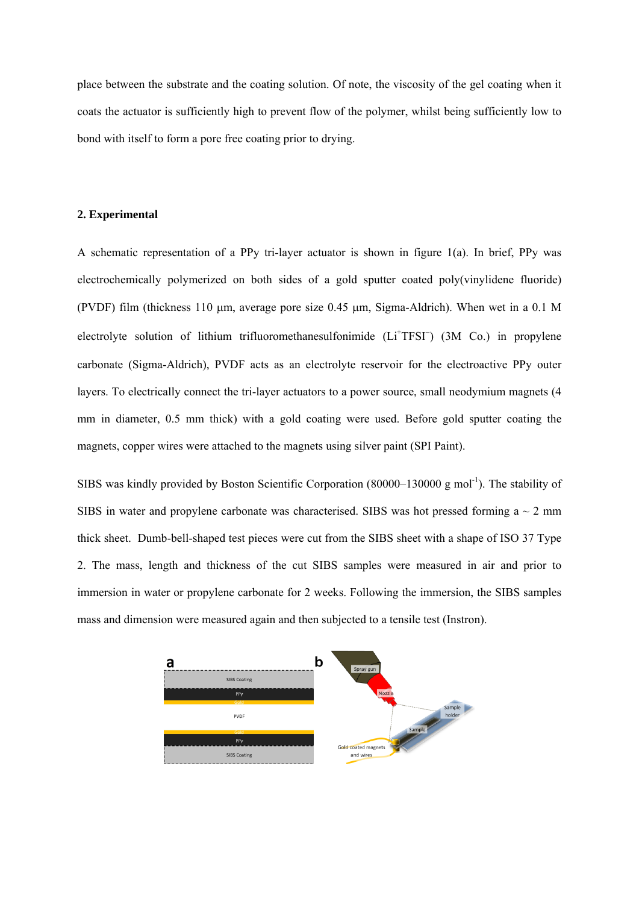place between the substrate and the coating solution. Of note, the viscosity of the gel coating when it coats the actuator is sufficiently high to prevent flow of the polymer, whilst being sufficiently low to bond with itself to form a pore free coating prior to drying.

## 2. Experimental

A schematic representation of a PPy tri-layer actuator is shown in figure 1(a). In brief, PPy was electrochemically polymerized on both sides of a gold sputter coated poly(vinylidene fluoride) (PVDF) film (thickness 110 µm, average pore size 0.45 µm, Sigma-Aldrich). When wet in a 0.1 M electrolyte solution of lithium trifluoromethanesulfonimide ($Li^{+}TFSI^{-}$) (3M Co.) in propylene carbonate (Sigma-Aldrich), PVDF acts as an electrolyte reservoir for the electroactive PPy outer layers. To electrically connect the tri-layer actuators to a power source, small neodymium magnets (4 mm in diameter, 0.5 mm thick) with a gold coating were used. Before gold sputter coating the magnets, copper wires were attached to the magnets using silver paint (SPI Paint).

SIBS was kindly provided by Boston Scientific Corporation (80000–130000 g $mol^{-1}$). The stability of SIBS in water and propylene carbonate was characterised. SIBS was hot pressed forming a ~ 2 mm thick sheet. Dumb-bell-shaped test pieces were cut from the SIBS sheet with a shape of ISO 37 Type 2. The mass, length and thickness of the cut SIBS samples were measured in air and prior to immersion in water or propylene carbonate for 2 weeks. Following the immersion, the SIBS samples mass and dimension were measured again and then subjected to a tensile test (Instron).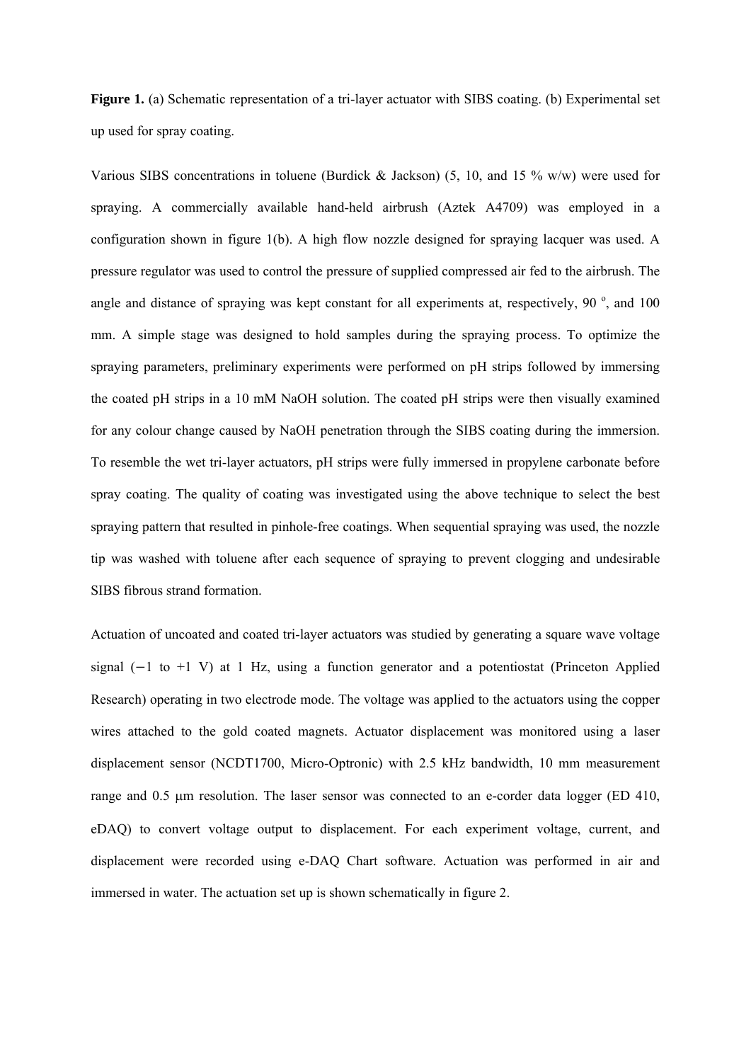**Figure 1.** (a) Schematic representation of a tri-layer actuator with SIBS coating. (b) Experimental set up used for spray coating.

Various SIBS concentrations in toluene (Burdick & Jackson) (5, 10, and 15 % w/w) were used for spraying. A commercially available hand-held airbrush (Aztek A4709) was employed in a configuration shown in figure 1(b). A high flow nozzle designed for spraying lacquer was used. A pressure regulator was used to control the pressure of supplied compressed air fed to the airbrush. The angle and distance of spraying was kept constant for all experiments at, respectively, 90 $^{o}$, and 100 mm. A simple stage was designed to hold samples during the spraying process. To optimize the spraying parameters, preliminary experiments were performed on pH strips followed by immersing the coated pH strips in a 10 mM NaOH solution. The coated pH strips were then visually examined for any colour change caused by NaOH penetration through the SIBS coating during the immersion. To resemble the wet tri-layer actuators, pH strips were fully immersed in propylene carbonate before spray coating. The quality of coating was investigated using the above technique to select the best spraying pattern that resulted in pinhole-free coatings. When sequential spraying was used, the nozzle tip was washed with toluene after each sequence of spraying to prevent clogging and undesirable SIBS fibrous strand formation.

Actuation of uncoated and coated tri-layer actuators was studied by generating a square wave voltage signal (−1 to +1 V) at 1 Hz, using a function generator and a potentiostat (Princeton Applied Research) operating in two electrode mode. The voltage was applied to the actuators using the copper wires attached to the gold coated magnets. Actuator displacement was monitored using a laser displacement sensor (NCDT1700, Micro-Optronic) with 2.5 kHz bandwidth, 10 mm measurement range and 0.5 μm resolution. The laser sensor was connected to an e-corder data logger (ED 410, eDAQ) to convert voltage output to displacement. For each experiment voltage, current, and displacement were recorded using e-DAQ Chart software. Actuation was performed in air and immersed in water. The actuation set up is shown schematically in figure 2.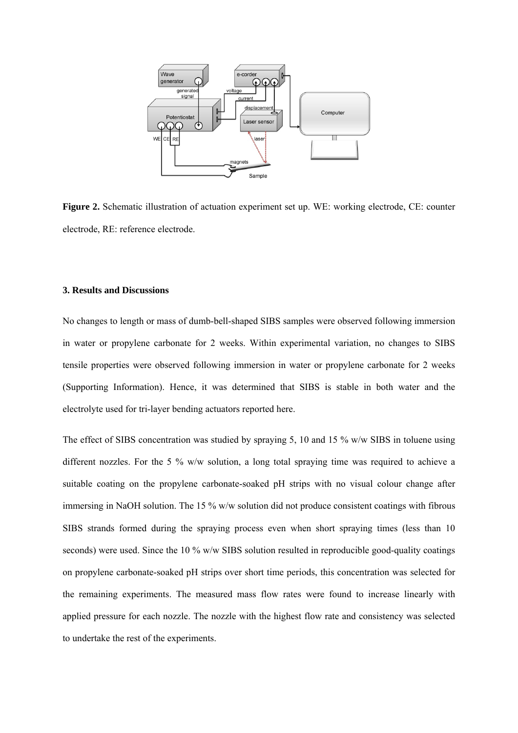**Figure 2.** Schematic illustration of actuation experiment set up. WE: working electrode, CE: counter electrode, RE: reference electrode.

### 3. Results and Discussions

No changes to length or mass of dumb-bell-shaped SIBS samples were observed following immersion in water or propylene carbonate for 2 weeks. Within experimental variation, no changes to SIBS tensile properties were observed following immersion in water or propylene carbonate for 2 weeks (Supporting Information). Hence, it was determined that SIBS is stable in both water and the electrolyte used for tri-layer bending actuators reported here.

The effect of SIBS concentration was studied by spraying 5, 10 and 15 % w/w SIBS in toluene using different nozzles. For the 5 % w/w solution, a long total spraying time was required to achieve a suitable coating on the propylene carbonate-soaked pH strips with no visual colour change after immersing in NaOH solution. The 15 % w/w solution did not produce consistent coatings with fibrous SIBS strands formed during the spraying process even when short spraying times (less than 10 seconds) were used. Since the 10 % w/w SIBS solution resulted in reproducible good-quality coatings on propylene carbonate-soaked pH strips over short time periods, this concentration was selected for the remaining experiments. The measured mass flow rates were found to increase linearly with applied pressure for each nozzle. The nozzle with the highest flow rate and consistency was selected to undertake the rest of the experiments.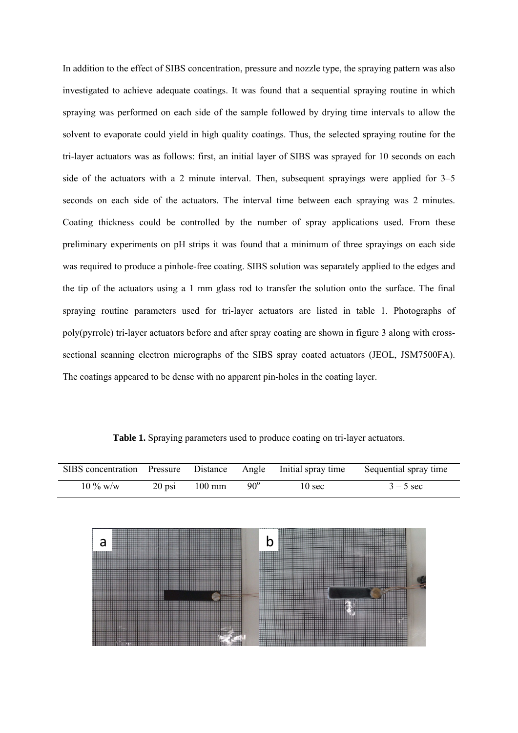In addition to the effect of SIBS concentration, pressure and nozzle type, the spraying pattern was also investigated to achieve adequate coatings. It was found that a sequential spraying routine in which spraying was performed on each side of the sample followed by drying time intervals to allow the solvent to evaporate could yield in high quality coatings. Thus, the selected spraying routine for the tri-layer actuators was as follows: first, an initial layer of SIBS was sprayed for 10 seconds on each side of the actuators with a 2 minute interval. Then, subsequent sprayings were applied for 3–5 seconds on each side of the actuators. The interval time between each spraying was 2 minutes. Coating thickness could be controlled by the number of spray applications used. From these preliminary experiments on pH strips it was found that a minimum of three sprayings on each side was required to produce a pinhole-free coating. SIBS solution was separately applied to the edges and the tip of the actuators using a 1 mm glass rod to transfer the solution onto the surface. The final spraying routine parameters used for tri-layer actuators are listed in table 1. Photographs of poly(pyrrole) tri-layer actuators before and after spray coating are shown in figure 3 along with cross-sectional scanning electron micrographs of the SIBS spray coated actuators (JEOL, JSM7500FA). The coatings appeared to be dense with no apparent pin-holes in the coating layer.

**Table 1.** Spraying parameters used to produce coating on tri-layer actuators.

| SIBS concentration | Pressure | Distance | Angle | Initial spray time | Sequential spray time |
|---|---|---|---|---|---|
| 10 % w/w | 20 psi | 100 mm | $90^{o}$ | 10 sec | 3 – 5 sec |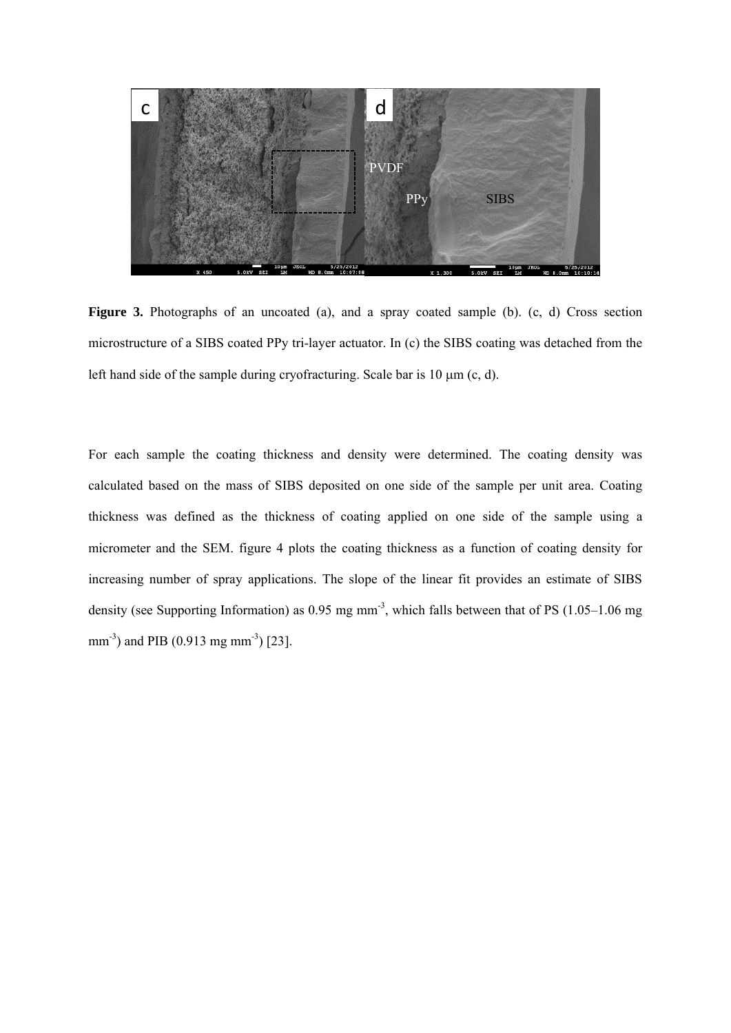**Figure 3.** Photographs of an uncoated (a), and a spray coated sample (b). (c, d) Cross section microstructure of a SIBS coated PPy tri-layer actuator. In (c) the SIBS coating was detached from the left hand side of the sample during cryofracturing. Scale bar is 10 μm (c, d).

For each sample the coating thickness and density were determined. The coating density was calculated based on the mass of SIBS deposited on one side of the sample per unit area. Coating thickness was defined as the thickness of coating applied on one side of the sample using a micrometer and the SEM. figure 4 plots the coating thickness as a function of coating density for increasing number of spray applications. The slope of the linear fit provides an estimate of SIBS density (see Supporting Information) as 0.95 mg $mm^{-3}$, which falls between that of PS (1.05–1.06 mg $mm^{-3}$) and PIB (0.913 mg $mm^{-3}$) [23].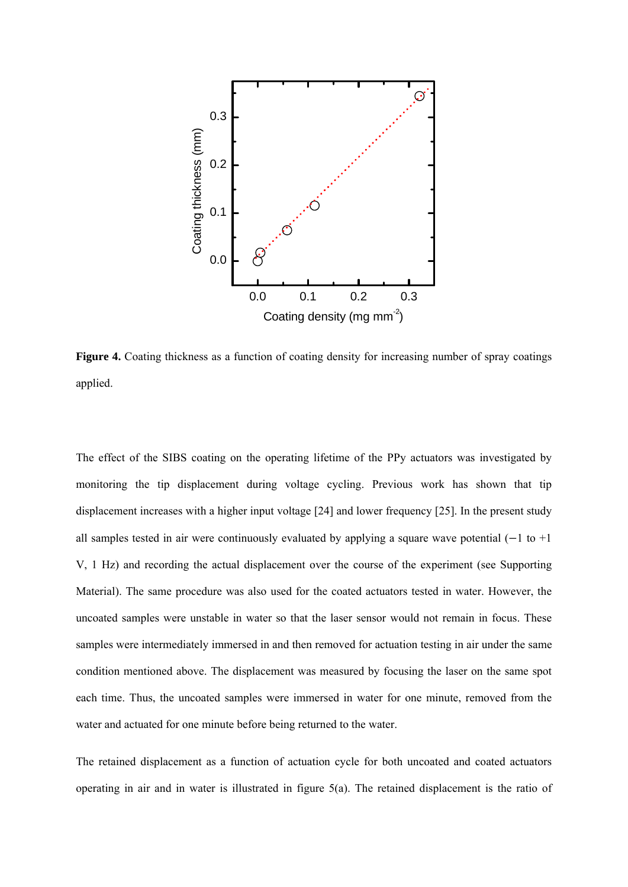**Figure 4.** Coating thickness as a function of coating density for increasing number of spray coatings applied.

The effect of the SIBS coating on the operating lifetime of the PPy actuators was investigated by monitoring the tip displacement during voltage cycling. Previous work has shown that tip displacement increases with a higher input voltage [24] and lower frequency [25]. In the present study all samples tested in air were continuously evaluated by applying a square wave potential (−1 to +1 V, 1 Hz) and recording the actual displacement over the course of the experiment (see Supporting Material). The same procedure was also used for the coated actuators tested in water. However, the uncoated samples were unstable in water so that the laser sensor would not remain in focus. These samples were intermediately immersed in and then removed for actuation testing in air under the same condition mentioned above. The displacement was measured by focusing the laser on the same spot each time. Thus, the uncoated samples were immersed in water for one minute, removed from the water and actuated for one minute before being returned to the water.

The retained displacement as a function of actuation cycle for both uncoated and coated actuators operating in air and in water is illustrated in figure 5(a). The retained displacement is the ratio of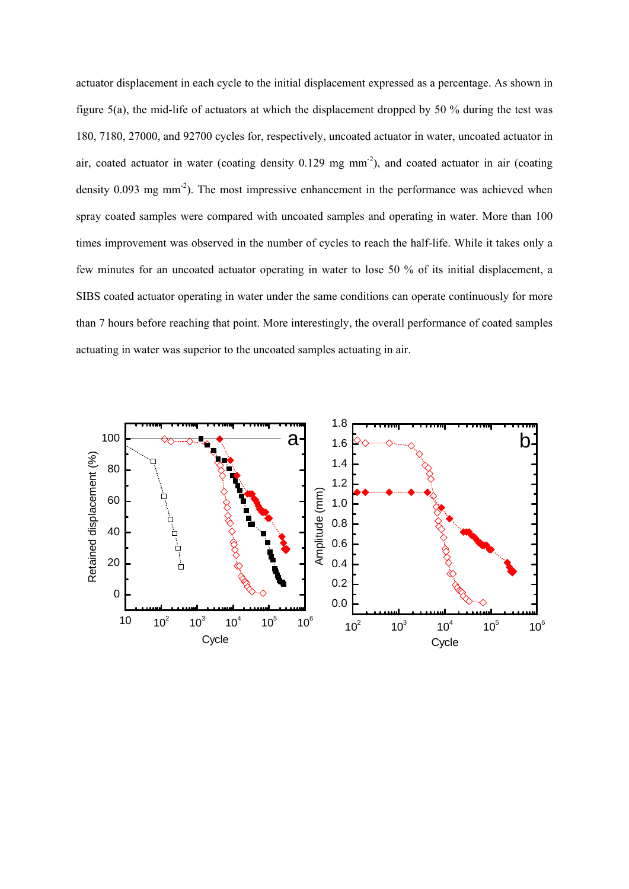actuator displacement in each cycle to the initial displacement expressed as a percentage. As shown in figure 5(a), the mid-life of actuators at which the displacement dropped by 50 % during the test was 180, 7180, 27000, and 92700 cycles for, respectively, uncoated actuator in water, uncoated actuator in air, coated actuator in water (coating density 0.129 mg mm$^{-2}$), and coated actuator in air (coating density 0.093 mg mm$^{-2}$). The most impressive enhancement in the performance was achieved when spray coated samples were compared with uncoated samples and operating in water. More than 100 times improvement was observed in the number of cycles to reach the half-life. While it takes only a few minutes for an uncoated actuator operating in water to lose 50 % of its initial displacement, a SIBS coated actuator operating in water under the same conditions can operate continuously for more than 7 hours before reaching that point. More interestingly, the overall performance of coated samples actuating in water was superior to the uncoated samples actuating in air.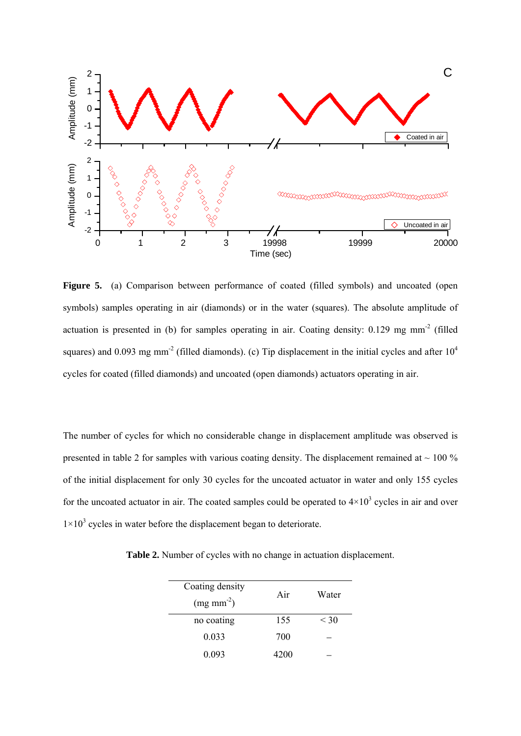**Figure 5.** (a) Comparison between performance of coated (filled symbols) and uncoated (open symbols) samples operating in air (diamonds) or in the water (squares). The absolute amplitude of actuation is presented in (b) for samples operating in air. Coating density: 0.129 mg mm$^{-2}$ (filled squares) and 0.093 mg mm$^{-2}$ (filled diamonds). (c) Tip displacement in the initial cycles and after $10^4$ cycles for coated (filled diamonds) and uncoated (open diamonds) actuators operating in air.

The number of cycles for which no considerable change in displacement amplitude was observed is presented in table 2 for samples with various coating density. The displacement remained at ~ 100 % of the initial displacement for only 30 cycles for the uncoated actuator in water and only 155 cycles for the uncoated actuator in air. The coated samples could be operated to $4\times10^3$ cycles in air and over $1\times10^3$ cycles in water before the displacement began to deteriorate.

**Table 2.** Number of cycles with no change in actuation displacement.

| Coating density (mg mm$^{-2}$) | Air | Water |
|---|---|---|
| no coating | 155 | < 30 |
| 0.033 | 700 | – |
| 0.093 | 4200 | – |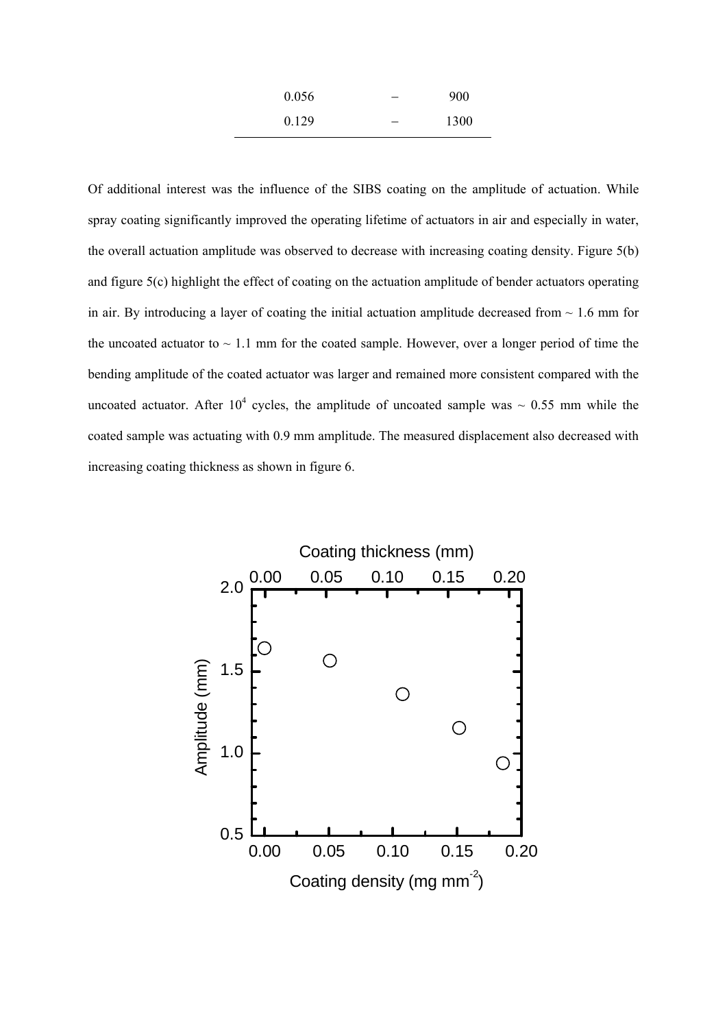| | | |
|---|---|---|
| 0.056 | – | 900 |
| 0.129 | – | 1300 |

Of additional interest was the influence of the SIBS coating on the amplitude of actuation. While spray coating significantly improved the operating lifetime of actuators in air and especially in water, the overall actuation amplitude was observed to decrease with increasing coating density. Figure 5(b) and figure 5(c) highlight the effect of coating on the actuation amplitude of bender actuators operating in air. By introducing a layer of coating the initial actuation amplitude decreased from ~ 1.6 mm for the uncoated actuator to ~ 1.1 mm for the coated sample. However, over a longer period of time the bending amplitude of the coated actuator was larger and remained more consistent compared with the uncoated actuator. After $10^4$ cycles, the amplitude of uncoated sample was ~ 0.55 mm while the coated sample was actuating with 0.9 mm amplitude. The measured displacement also decreased with increasing coating thickness as shown in figure 6.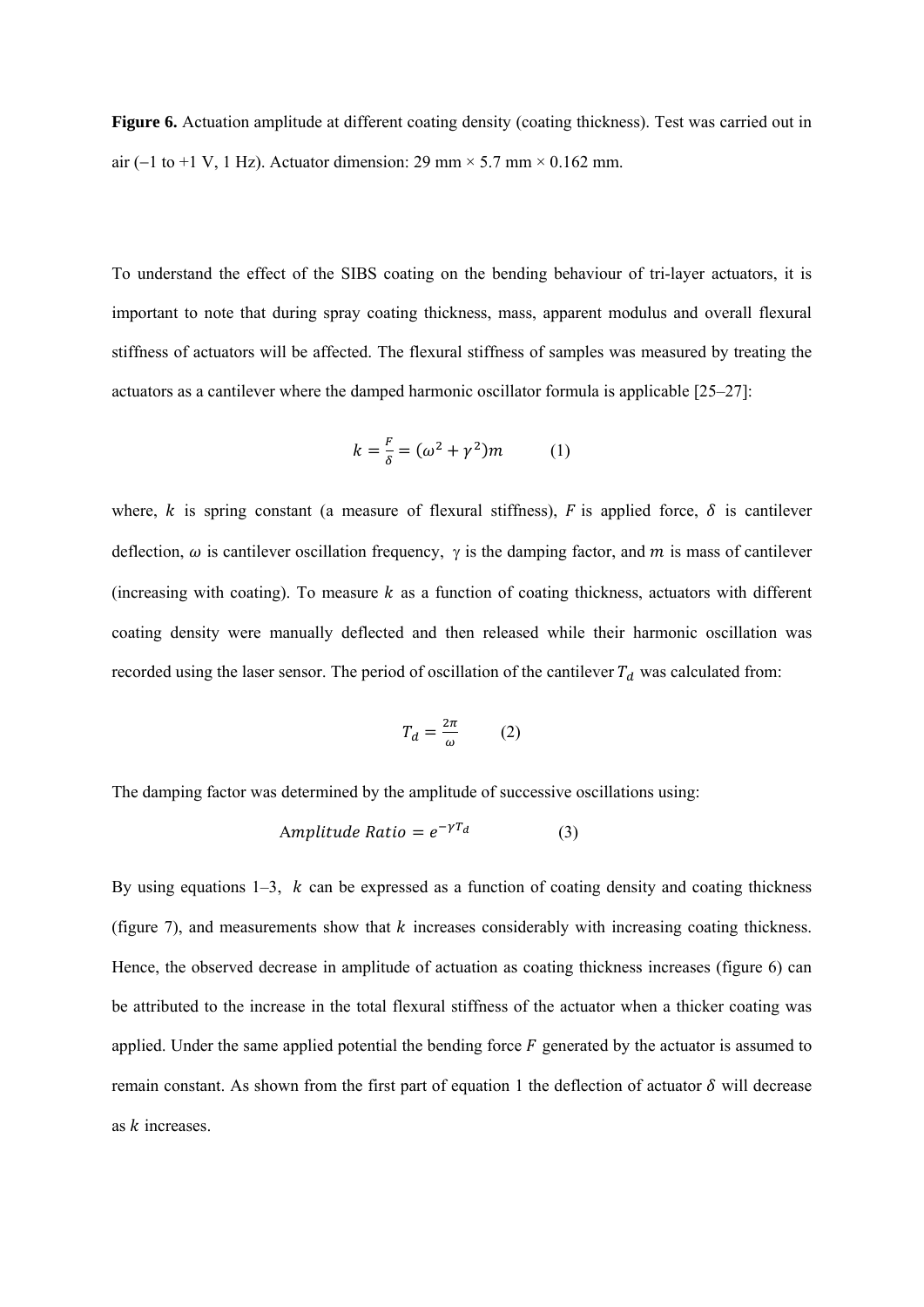**Figure 6.** Actuation amplitude at different coating density (coating thickness). Test was carried out in air (−1 to +1 V, 1 Hz). Actuator dimension: 29 mm × 5.7 mm × 0.162 mm.

To understand the effect of the SIBS coating on the bending behaviour of tri-layer actuators, it is important to note that during spray coating thickness, mass, apparent modulus and overall flexural stiffness of actuators will be affected. The flexural stiffness of samples was measured by treating the actuators as a cantilever where the damped harmonic oscillator formula is applicable [25–27]:

$$k = \frac{F}{\delta} = (\omega^2 + \gamma^2)m \qquad (1)$$

where, $k$ is spring constant (a measure of flexural stiffness), $F$ is applied force, $\delta$ is cantilever deflection, $\omega$ is cantilever oscillation frequency, $\gamma$ is the damping factor, and $m$ is mass of cantilever (increasing with coating). To measure $k$ as a function of coating thickness, actuators with different coating density were manually deflected and then released while their harmonic oscillation was recorded using the laser sensor. The period of oscillation of the cantilever $T_d$ was calculated from:

$$T_d = \frac{2\pi}{\omega} \qquad (2)$$

The damping factor was determined by the amplitude of successive oscillations using:

$$Amplitude\ Ratio = e^{-\gamma T_d} \qquad (3)$$

By using equations 1–3, $k$ can be expressed as a function of coating density and coating thickness (figure 7), and measurements show that $k$ increases considerably with increasing coating thickness. Hence, the observed decrease in amplitude of actuation as coating thickness increases (figure 6) can be attributed to the increase in the total flexural stiffness of the actuator when a thicker coating was applied. Under the same applied potential the bending force $F$ generated by the actuator is assumed to remain constant. As shown from the first part of equation 1 the deflection of actuator $\delta$ will decrease as $k$ increases.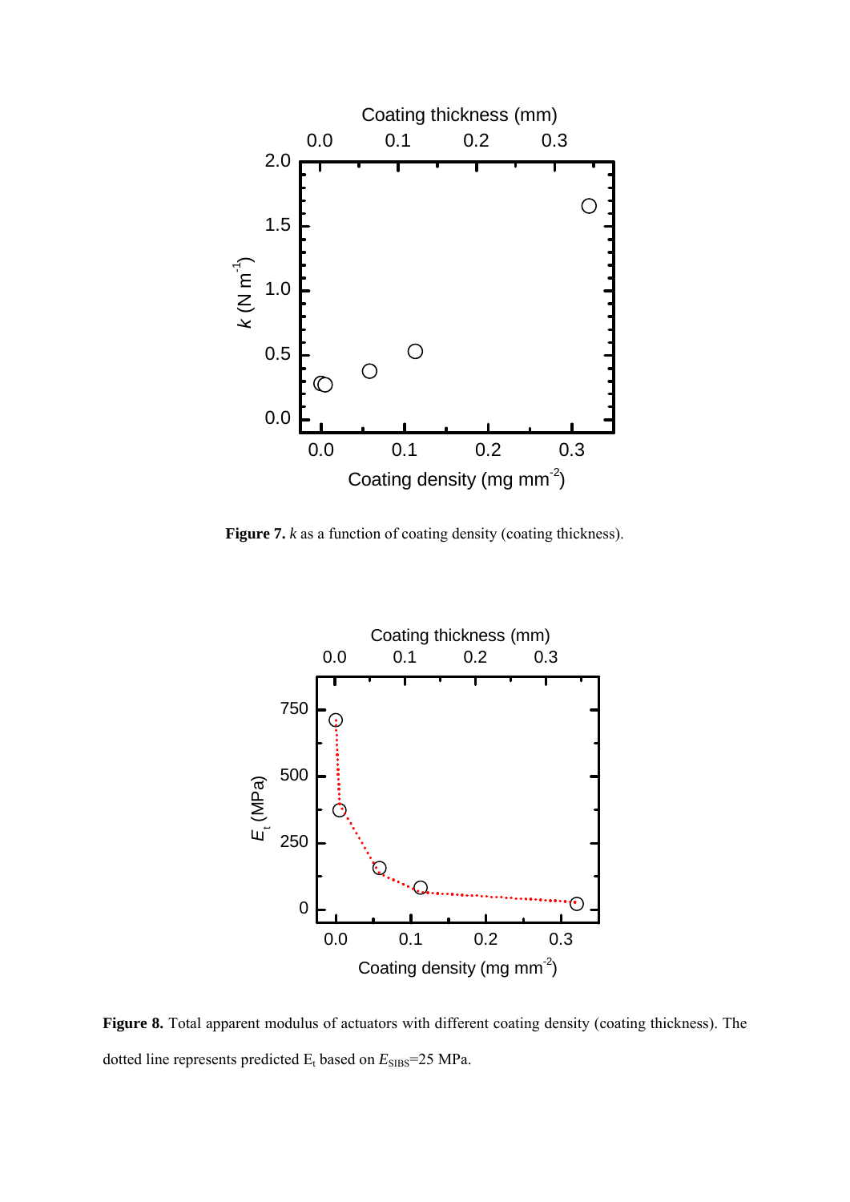**Figure 7.** *k* as a function of coating density (coating thickness).

**Figure 8.** Total apparent modulus of actuators with different coating density (coating thickness). The dotted line represents predicted $E_t$ based on $E_{SIBS}$=25 MPa.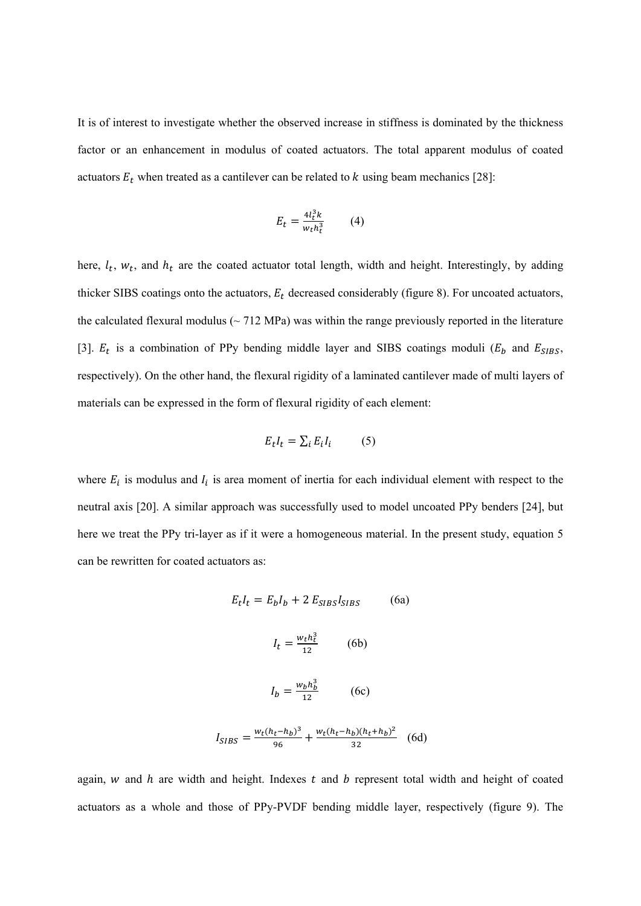It is of interest to investigate whether the observed increase in stiffness is dominated by the thickness factor or an enhancement in modulus of coated actuators. The total apparent modulus of coated actuators $E_t$ when treated as a cantilever can be related to $k$ using beam mechanics [28]:

$$E_t = \frac{4l_t^3 k}{w_t h_t^3} \qquad (4)$$

here, $l_t$, $w_t$, and $h_t$ are the coated actuator total length, width and height. Interestingly, by adding thicker SIBS coatings onto the actuators, $E_t$ decreased considerably (figure 8). For uncoated actuators, the calculated flexural modulus (~ 712 MPa) was within the range previously reported in the literature [3]. $E_t$ is a combination of PPy bending middle layer and SIBS coatings moduli ($E_b$ and $E_{SIBS}$, respectively). On the other hand, the flexural rigidity of a laminated cantilever made of multi layers of materials can be expressed in the form of flexural rigidity of each element:

$$E_t I_t = \sum_i E_i I_i \qquad (5)$$

where $E_i$ is modulus and $I_i$ is area moment of inertia for each individual element with respect to the neutral axis [20]. A similar approach was successfully used to model uncoated PPy benders [24], but here we treat the PPy tri-layer as if it were a homogeneous material. In the present study, equation 5 can be rewritten for coated actuators as:

$$E_t I_t = E_b I_b + 2\, E_{SIBS} I_{SIBS} \qquad (6a)$$

$$I_t = \frac{w_t h_t^3}{12} \qquad (6b)$$

$$I_b = \frac{w_b h_b^3}{12} \qquad (6c)$$

$$I_{SIBS} = \frac{w_t (h_t - h_b)^3}{96} + \frac{w_t (h_t - h_b)(h_t + h_b)^2}{32} \qquad (6d)$$

again, $w$ and $h$ are width and height. Indexes $t$ and $b$ represent total width and height of coated actuators as a whole and those of PPy-PVDF bending middle layer, respectively (figure 9). The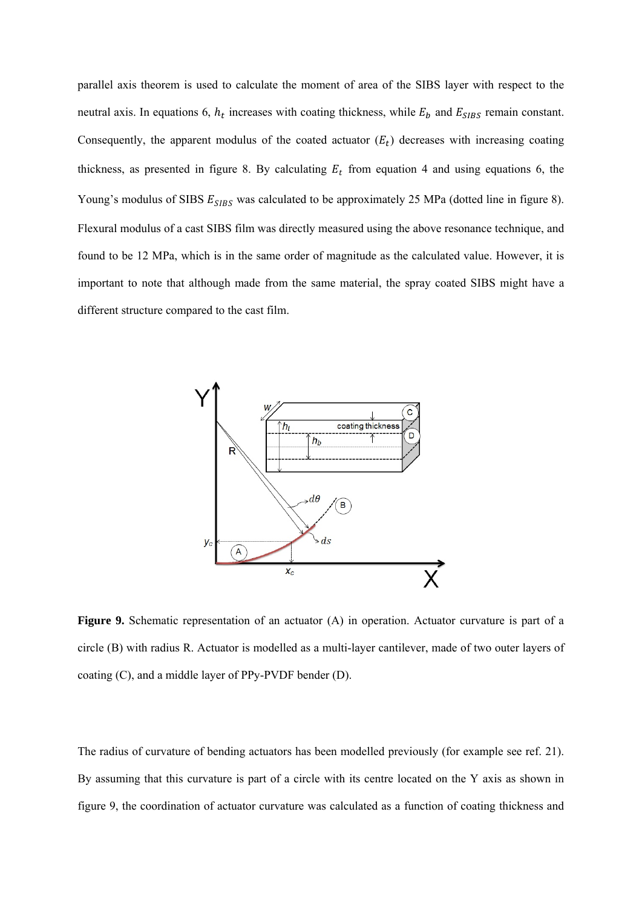parallel axis theorem is used to calculate the moment of area of the SIBS layer with respect to the neutral axis. In equations 6, $h_t$ increases with coating thickness, while $E_b$ and $E_{SIBS}$ remain constant. Consequently, the apparent modulus of the coated actuator ($E_t$) decreases with increasing coating thickness, as presented in figure 8. By calculating $E_t$ from equation 4 and using equations 6, the Young's modulus of SIBS $E_{SIBS}$ was calculated to be approximately 25 MPa (dotted line in figure 8). Flexural modulus of a cast SIBS film was directly measured using the above resonance technique, and found to be 12 MPa, which is in the same order of magnitude as the calculated value. However, it is important to note that although made from the same material, the spray coated SIBS might have a different structure compared to the cast film.

**Figure 9.** Schematic representation of an actuator (A) in operation. Actuator curvature is part of a circle (B) with radius R. Actuator is modelled as a multi-layer cantilever, made of two outer layers of coating (C), and a middle layer of PPy-PVDF bender (D).

The radius of curvature of bending actuators has been modelled previously (for example see ref. 21). By assuming that this curvature is part of a circle with its centre located on the Y axis as shown in figure 9, the coordination of actuator curvature was calculated as a function of coating thickness and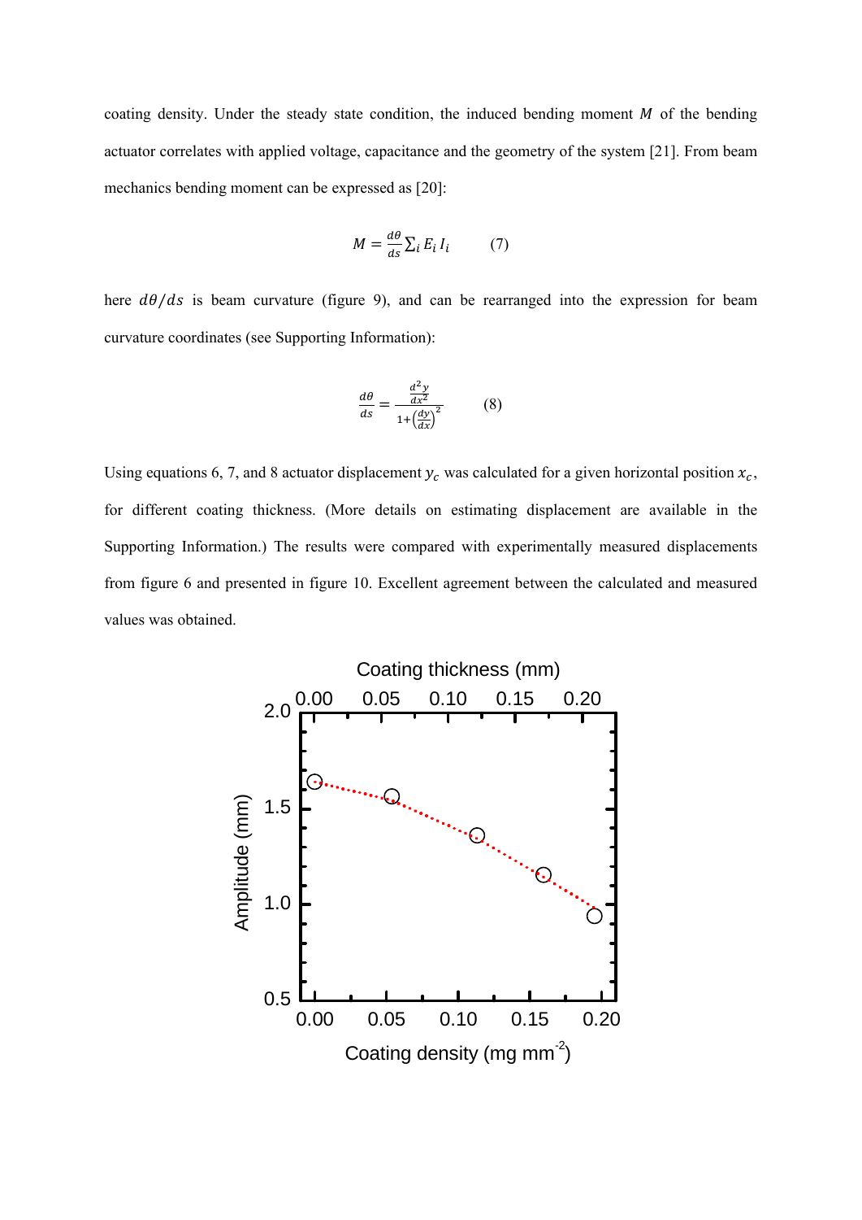coating density. Under the steady state condition, the induced bending moment $M$ of the bending actuator correlates with applied voltage, capacitance and the geometry of the system [21]. From beam mechanics bending moment can be expressed as [20]:

$$M = \frac{d\theta}{ds} \sum_i E_i I_i \qquad (7)$$

here $d\theta/ds$ is beam curvature (figure 9), and can be rearranged into the expression for beam curvature coordinates (see Supporting Information):

$$\frac{d\theta}{ds} = \frac{\frac{d^2 y}{dx^2}}{1+\left(\frac{dy}{dx}\right)^2} \qquad (8)$$

Using equations 6, 7, and 8 actuator displacement $y_c$ was calculated for a given horizontal position $x_c$, for different coating thickness. (More details on estimating displacement are available in the Supporting Information.) The results were compared with experimentally measured displacements from figure 6 and presented in figure 10. Excellent agreement between the calculated and measured values was obtained.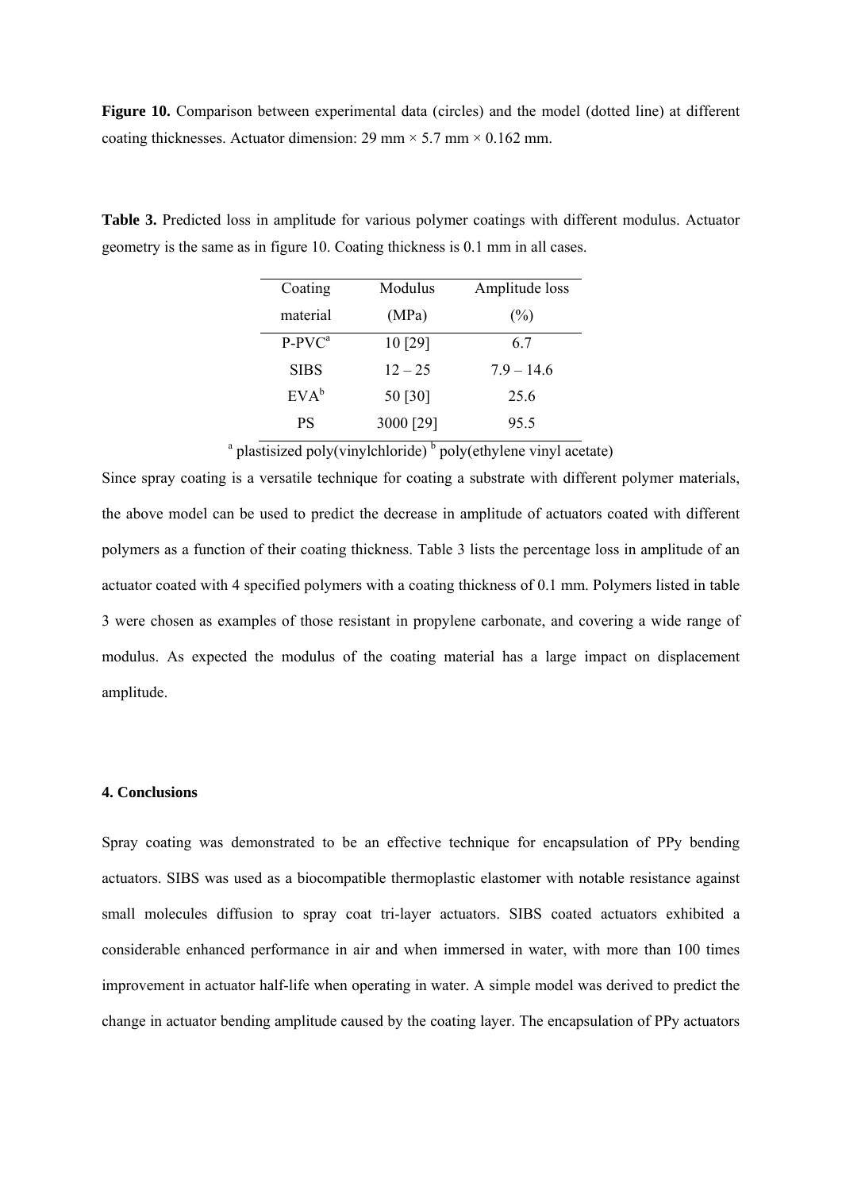**Figure 10.** Comparison between experimental data (circles) and the model (dotted line) at different coating thicknesses. Actuator dimension: 29 mm × 5.7 mm × 0.162 mm.

**Table 3.** Predicted loss in amplitude for various polymer coatings with different modulus. Actuator geometry is the same as in figure 10. Coating thickness is 0.1 mm in all cases.

| Coating material | Modulus (MPa) | Amplitude loss (%) |
|---|---|---|
| P-PVC[a] | 10 [29] | 6.7 |
| SIBS | 12 – 25 | 7.9 – 14.6 |
| EVA[b] | 50 [30] | 25.6 |
| PS | 3000 [29] | 95.5 |

[a] plastisized poly(vinylchloride) [b] poly(ethylene vinyl acetate)

Since spray coating is a versatile technique for coating a substrate with different polymer materials, the above model can be used to predict the decrease in amplitude of actuators coated with different polymers as a function of their coating thickness. Table 3 lists the percentage loss in amplitude of an actuator coated with 4 specified polymers with a coating thickness of 0.1 mm. Polymers listed in table 3 were chosen as examples of those resistant in propylene carbonate, and covering a wide range of modulus. As expected the modulus of the coating material has a large impact on displacement amplitude.

## 4. Conclusions

Spray coating was demonstrated to be an effective technique for encapsulation of PPy bending actuators. SIBS was used as a biocompatible thermoplastic elastomer with notable resistance against small molecules diffusion to spray coat tri-layer actuators. SIBS coated actuators exhibited a considerable enhanced performance in air and when immersed in water, with more than 100 times improvement in actuator half-life when operating in water. A simple model was derived to predict the change in actuator bending amplitude caused by the coating layer. The encapsulation of PPy actuators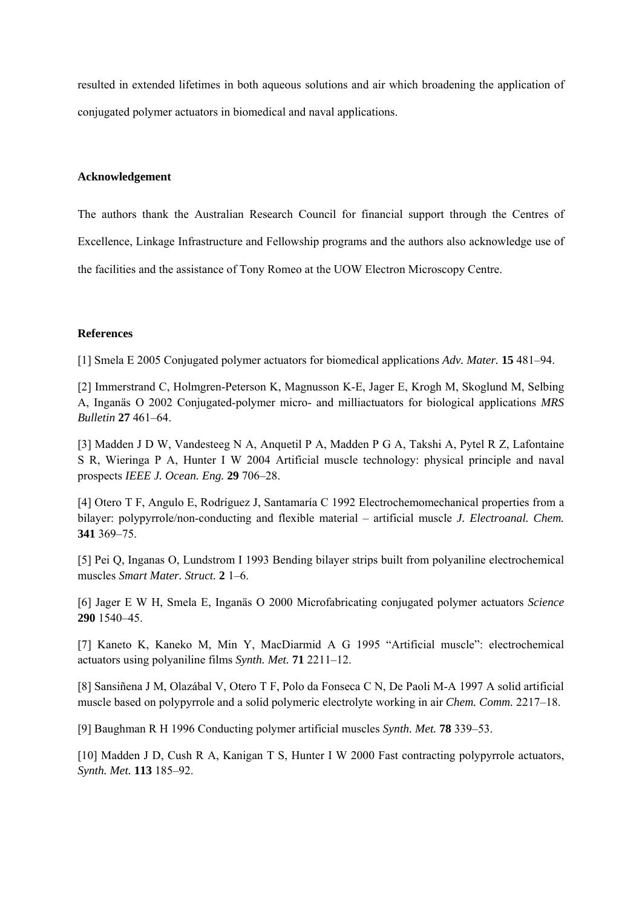resulted in extended lifetimes in both aqueous solutions and air which broadening the application of conjugated polymer actuators in biomedical and naval applications.

**Acknowledgement**

The authors thank the Australian Research Council for financial support through the Centres of Excellence, Linkage Infrastructure and Fellowship programs and the authors also acknowledge use of the facilities and the assistance of Tony Romeo at the UOW Electron Microscopy Centre.

**References**

[1] Smela E 2005 Conjugated polymer actuators for biomedical applications *Adv. Mater.* **15** 481–94.

[2] Immerstrand C, Holmgren-Peterson K, Magnusson K-E, Jager E, Krogh M, Skoglund M, Selbing A, Inganäs O 2002 Conjugated-polymer micro- and milliactuators for biological applications *MRS Bulletin* **27** 461–64.

[3] Madden J D W, Vandesteeg N A, Anquetil P A, Madden P G A, Takshi A, Pytel R Z, Lafontaine S R, Wieringa P A, Hunter I W 2004 Artificial muscle technology: physical principle and naval prospects *IEEE J. Ocean. Eng.* **29** 706–28.

[4] Otero T F, Angulo E, Rodríguez J, Santamaría C 1992 Electrochemomechanical properties from a bilayer: polypyrrole/non-conducting and flexible material – artificial muscle *J. Electroanal. Chem.* **341** 369–75.

[5] Pei Q, Inganas O, Lundstrom I 1993 Bending bilayer strips built from polyaniline electrochemical muscles *Smart Mater. Struct.* **2** 1–6.

[6] Jager E W H, Smela E, Inganäs O 2000 Microfabricating conjugated polymer actuators *Science* **290** 1540–45.

[7] Kaneto K, Kaneko M, Min Y, MacDiarmid A G 1995 "Artificial muscle": electrochemical actuators using polyaniline films *Synth. Met.* **71** 2211–12.

[8] Sansiñena J M, Olazábal V, Otero T F, Polo da Fonseca C N, De Paoli M-A 1997 A solid artificial muscle based on polypyrrole and a solid polymeric electrolyte working in air *Chem. Comm.* 2217–18.

[9] Baughman R H 1996 Conducting polymer artificial muscles *Synth. Met.* **78** 339–53.

[10] Madden J D, Cush R A, Kanigan T S, Hunter I W 2000 Fast contracting polypyrrole actuators, *Synth. Met.* **113** 185–92.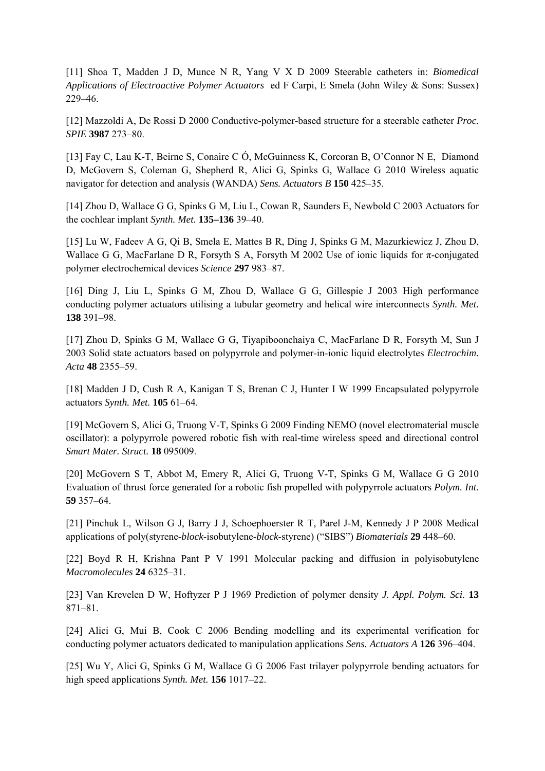[11] Shoa T, Madden J D, Munce N R, Yang V X D 2009 Steerable catheters in: *Biomedical Applications of Electroactive Polymer Actuators* ed F Carpi, E Smela (John Wiley & Sons: Sussex) 229–46.

[12] Mazzoldi A, De Rossi D 2000 Conductive-polymer-based structure for a steerable catheter *Proc. SPIE* **3987** 273–80.

[13] Fay C, Lau K-T, Beirne S, Conaire C Ó, McGuinness K, Corcoran B, O'Connor N E, Diamond D, McGovern S, Coleman G, Shepherd R, Alici G, Spinks G, Wallace G 2010 Wireless aquatic navigator for detection and analysis (WANDA) *Sens. Actuators B* **150** 425–35.

[14] Zhou D, Wallace G G, Spinks G M, Liu L, Cowan R, Saunders E, Newbold C 2003 Actuators for the cochlear implant *Synth. Met.* **135–136** 39–40.

[15] Lu W, Fadeev A G, Qi B, Smela E, Mattes B R, Ding J, Spinks G M, Mazurkiewicz J, Zhou D, Wallace G G, MacFarlane D R, Forsyth S A, Forsyth M 2002 Use of ionic liquids for π-conjugated polymer electrochemical devices *Science* **297** 983–87.

[16] Ding J, Liu L, Spinks G M, Zhou D, Wallace G G, Gillespie J 2003 High performance conducting polymer actuators utilising a tubular geometry and helical wire interconnects *Synth. Met.* **138** 391–98.

[17] Zhou D, Spinks G M, Wallace G G, Tiyapiboonchaiya C, MacFarlane D R, Forsyth M, Sun J 2003 Solid state actuators based on polypyrrole and polymer-in-ionic liquid electrolytes *Electrochim. Acta* **48** 2355–59.

[18] Madden J D, Cush R A, Kanigan T S, Brenan C J, Hunter I W 1999 Encapsulated polypyrrole actuators *Synth. Met.* **105** 61–64.

[19] McGovern S, Alici G, Truong V-T, Spinks G 2009 Finding NEMO (novel electromaterial muscle oscillator): a polypyrrole powered robotic fish with real-time wireless speed and directional control *Smart Mater. Struct.* **18** 095009.

[20] McGovern S T, Abbot M, Emery R, Alici G, Truong V-T, Spinks G M, Wallace G G 2010 Evaluation of thrust force generated for a robotic fish propelled with polypyrrole actuators *Polym. Int.* **59** 357–64.

[21] Pinchuk L, Wilson G J, Barry J J, Schoephoerster R T, Parel J-M, Kennedy J P 2008 Medical applications of poly(styrene-*block*-isobutylene-*block*-styrene) ("SIBS") *Biomaterials* **29** 448–60.

[22] Boyd R H, Krishna Pant P V 1991 Molecular packing and diffusion in polyisobutylene *Macromolecules* **24** 6325–31.

[23] Van Krevelen D W, Hoftyzer P J 1969 Prediction of polymer density *J. Appl. Polym. Sci.* **13** 871–81.

[24] Alici G, Mui B, Cook C 2006 Bending modelling and its experimental verification for conducting polymer actuators dedicated to manipulation applications *Sens. Actuators A* **126** 396–404.

[25] Wu Y, Alici G, Spinks G M, Wallace G G 2006 Fast trilayer polypyrrole bending actuators for high speed applications *Synth. Met.* **156** 1017–22.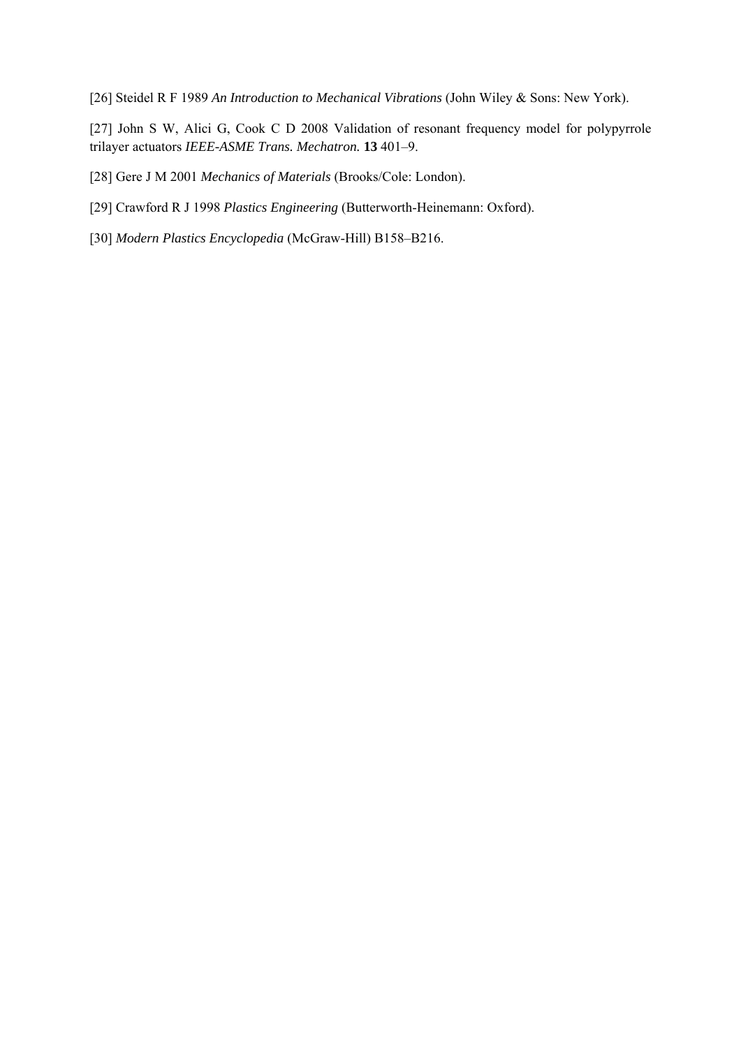[26] Steidel R F 1989 *An Introduction to Mechanical Vibrations* (John Wiley & Sons: New York).

[27] John S W, Alici G, Cook C D 2008 Validation of resonant frequency model for polypyrrole trilayer actuators *IEEE-ASME Trans. Mechatron.* **13** 401–9.

[28] Gere J M 2001 *Mechanics of Materials* (Brooks/Cole: London).

[29] Crawford R J 1998 *Plastics Engineering* (Butterworth-Heinemann: Oxford).

[30] *Modern Plastics Encyclopedia* (McGraw-Hill) B158–B216.